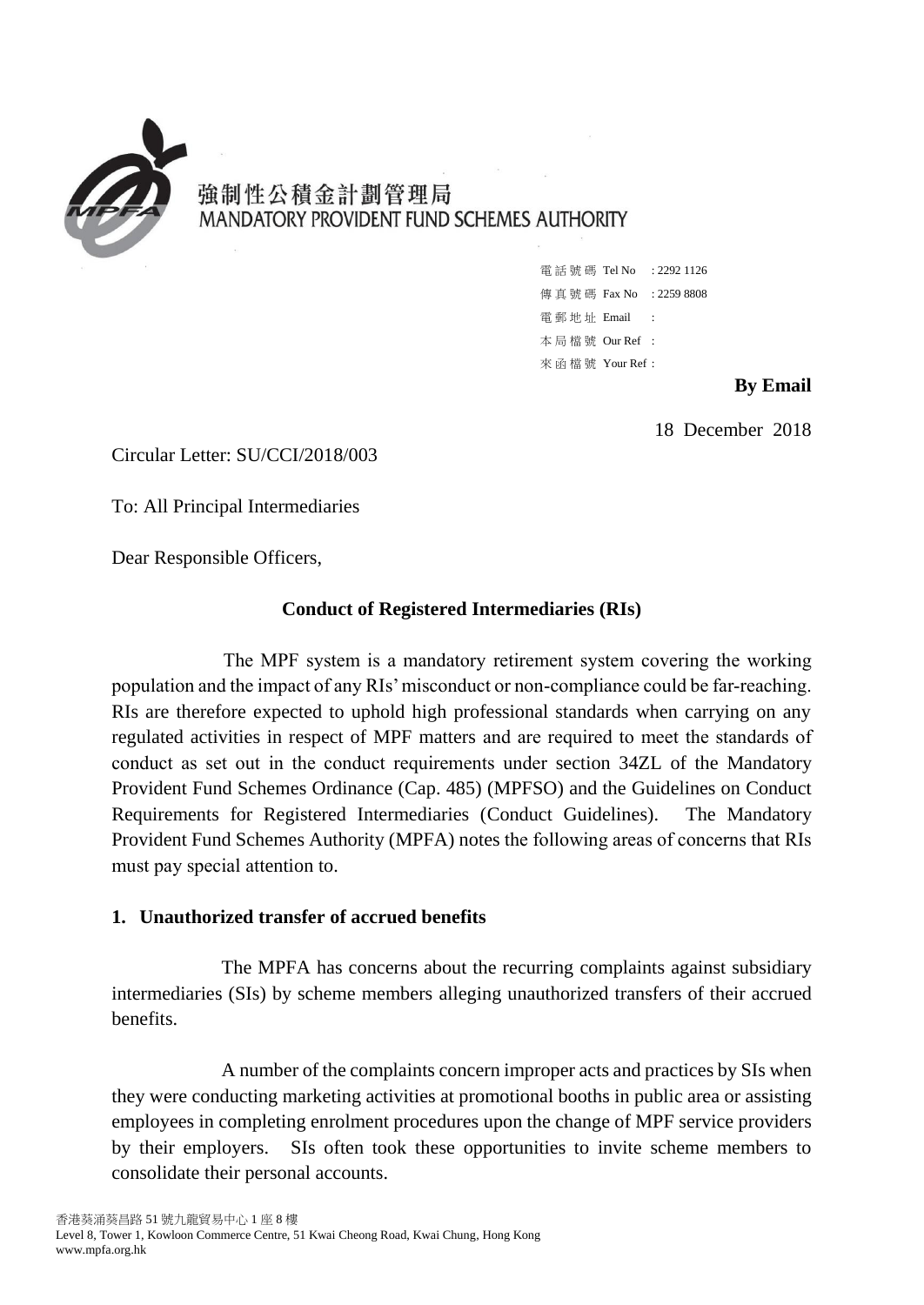強制性公積金計劃管理局
MANDATORY PROVIDENT FUND SCHEMES AUTHORITY

電話號碼 Tel No : 2292 1126
傳真號碼 Fax No : 2259 8808
電郵地址 Email :
本局檔號 Our Ref :
來函檔號 Your Ref :

**By Email**

18 December 2018

Circular Letter: SU/CCI/2018/003

To: All Principal Intermediaries

Dear Responsible Officers,

**Conduct of Registered Intermediaries (RIs)**

The MPF system is a mandatory retirement system covering the working population and the impact of any RIs' misconduct or non-compliance could be far-reaching. RIs are therefore expected to uphold high professional standards when carrying on any regulated activities in respect of MPF matters and are required to meet the standards of conduct as set out in the conduct requirements under section 34ZL of the Mandatory Provident Fund Schemes Ordinance (Cap. 485) (MPFSO) and the Guidelines on Conduct Requirements for Registered Intermediaries (Conduct Guidelines). The Mandatory Provident Fund Schemes Authority (MPFA) notes the following areas of concerns that RIs must pay special attention to.

## 1. Unauthorized transfer of accrued benefits

The MPFA has concerns about the recurring complaints against subsidiary intermediaries (SIs) by scheme members alleging unauthorized transfers of their accrued benefits.

A number of the complaints concern improper acts and practices by SIs when they were conducting marketing activities at promotional booths in public area or assisting employees in completing enrolment procedures upon the change of MPF service providers by their employers. SIs often took these opportunities to invite scheme members to consolidate their personal accounts.

香港葵涌葵昌路 51 號九龍貿易中心 1 座 8 樓
Level 8, Tower 1, Kowloon Commerce Centre, 51 Kwai Cheong Road, Kwai Chung, Hong Kong
www.mpfa.org.hk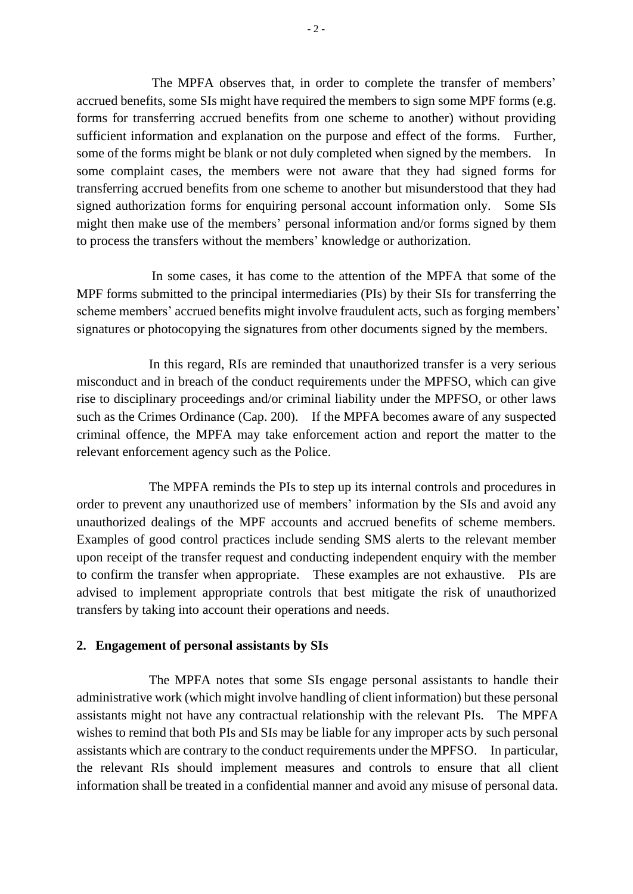The MPFA observes that, in order to complete the transfer of members' accrued benefits, some SIs might have required the members to sign some MPF forms (e.g. forms for transferring accrued benefits from one scheme to another) without providing sufficient information and explanation on the purpose and effect of the forms. Further, some of the forms might be blank or not duly completed when signed by the members. In some complaint cases, the members were not aware that they had signed forms for transferring accrued benefits from one scheme to another but misunderstood that they had signed authorization forms for enquiring personal account information only. Some SIs might then make use of the members' personal information and/or forms signed by them to process the transfers without the members' knowledge or authorization.

In some cases, it has come to the attention of the MPFA that some of the MPF forms submitted to the principal intermediaries (PIs) by their SIs for transferring the scheme members' accrued benefits might involve fraudulent acts, such as forging members' signatures or photocopying the signatures from other documents signed by the members.

In this regard, RIs are reminded that unauthorized transfer is a very serious misconduct and in breach of the conduct requirements under the MPFSO, which can give rise to disciplinary proceedings and/or criminal liability under the MPFSO, or other laws such as the Crimes Ordinance (Cap. 200). If the MPFA becomes aware of any suspected criminal offence, the MPFA may take enforcement action and report the matter to the relevant enforcement agency such as the Police.

The MPFA reminds the PIs to step up its internal controls and procedures in order to prevent any unauthorized use of members' information by the SIs and avoid any unauthorized dealings of the MPF accounts and accrued benefits of scheme members. Examples of good control practices include sending SMS alerts to the relevant member upon receipt of the transfer request and conducting independent enquiry with the member to confirm the transfer when appropriate. These examples are not exhaustive. PIs are advised to implement appropriate controls that best mitigate the risk of unauthorized transfers by taking into account their operations and needs.

## 2. Engagement of personal assistants by SIs

The MPFA notes that some SIs engage personal assistants to handle their administrative work (which might involve handling of client information) but these personal assistants might not have any contractual relationship with the relevant PIs. The MPFA wishes to remind that both PIs and SIs may be liable for any improper acts by such personal assistants which are contrary to the conduct requirements under the MPFSO. In particular, the relevant RIs should implement measures and controls to ensure that all client information shall be treated in a confidential manner and avoid any misuse of personal data.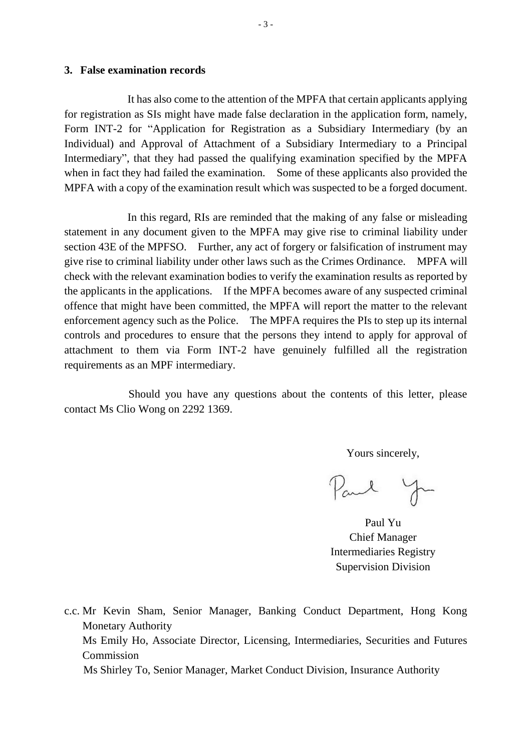### 3. False examination records

It has also come to the attention of the MPFA that certain applicants applying for registration as SIs might have made false declaration in the application form, namely, Form INT-2 for "Application for Registration as a Subsidiary Intermediary (by an Individual) and Approval of Attachment of a Subsidiary Intermediary to a Principal Intermediary", that they had passed the qualifying examination specified by the MPFA when in fact they had failed the examination. Some of these applicants also provided the MPFA with a copy of the examination result which was suspected to be a forged document.

In this regard, RIs are reminded that the making of any false or misleading statement in any document given to the MPFA may give rise to criminal liability under section 43E of the MPFSO. Further, any act of forgery or falsification of instrument may give rise to criminal liability under other laws such as the Crimes Ordinance. MPFA will check with the relevant examination bodies to verify the examination results as reported by the applicants in the applications. If the MPFA becomes aware of any suspected criminal offence that might have been committed, the MPFA will report the matter to the relevant enforcement agency such as the Police. The MPFA requires the PIs to step up its internal controls and procedures to ensure that the persons they intend to apply for approval of attachment to them via Form INT-2 have genuinely fulfilled all the registration requirements as an MPF intermediary.

Should you have any questions about the contents of this letter, please contact Ms Clio Wong on 2292 1369.

Yours sincerely,

Paul Yu
Chief Manager
Intermediaries Registry
Supervision Division

c.c. Mr Kevin Sham, Senior Manager, Banking Conduct Department, Hong Kong Monetary Authority
Ms Emily Ho, Associate Director, Licensing, Intermediaries, Securities and Futures Commission
Ms Shirley To, Senior Manager, Market Conduct Division, Insurance Authority